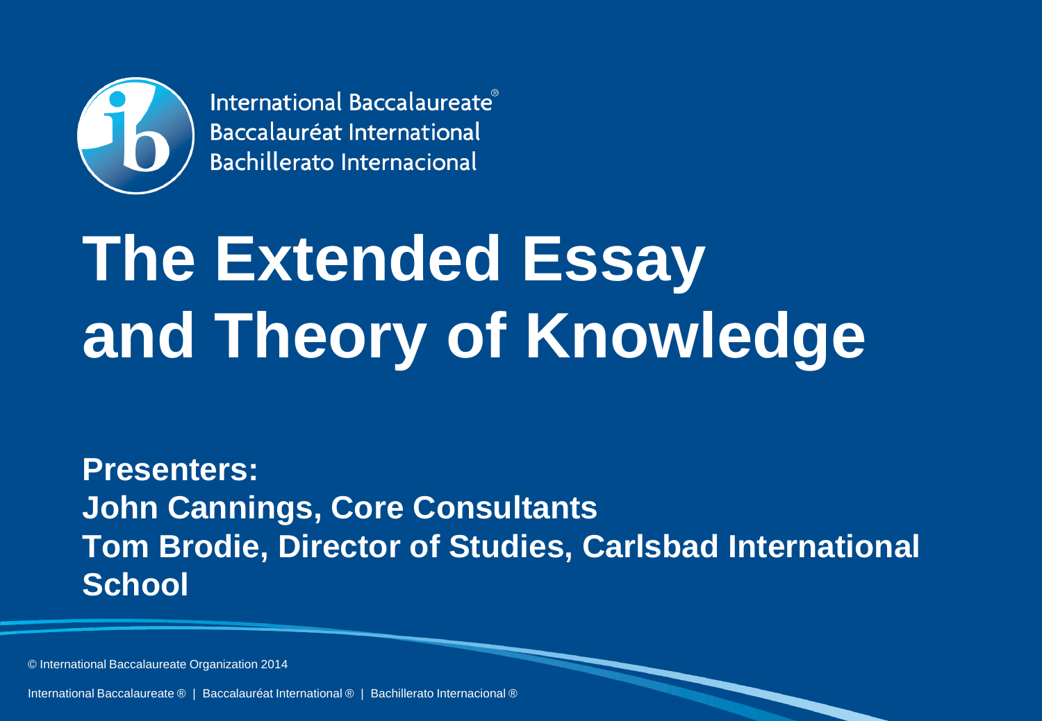International Baccalaureate®
Baccalauréat International
Bachillerato Internacional

# The Extended Essay and Theory of Knowledge

**Presenters:**
**John Cannings, Core Consultants**
**Tom Brodie, Director of Studies, Carlsbad International School**

© International Baccalaureate Organization 2014

International Baccalaureate ® | Baccalauréat International ® | Bachillerato Internacional ®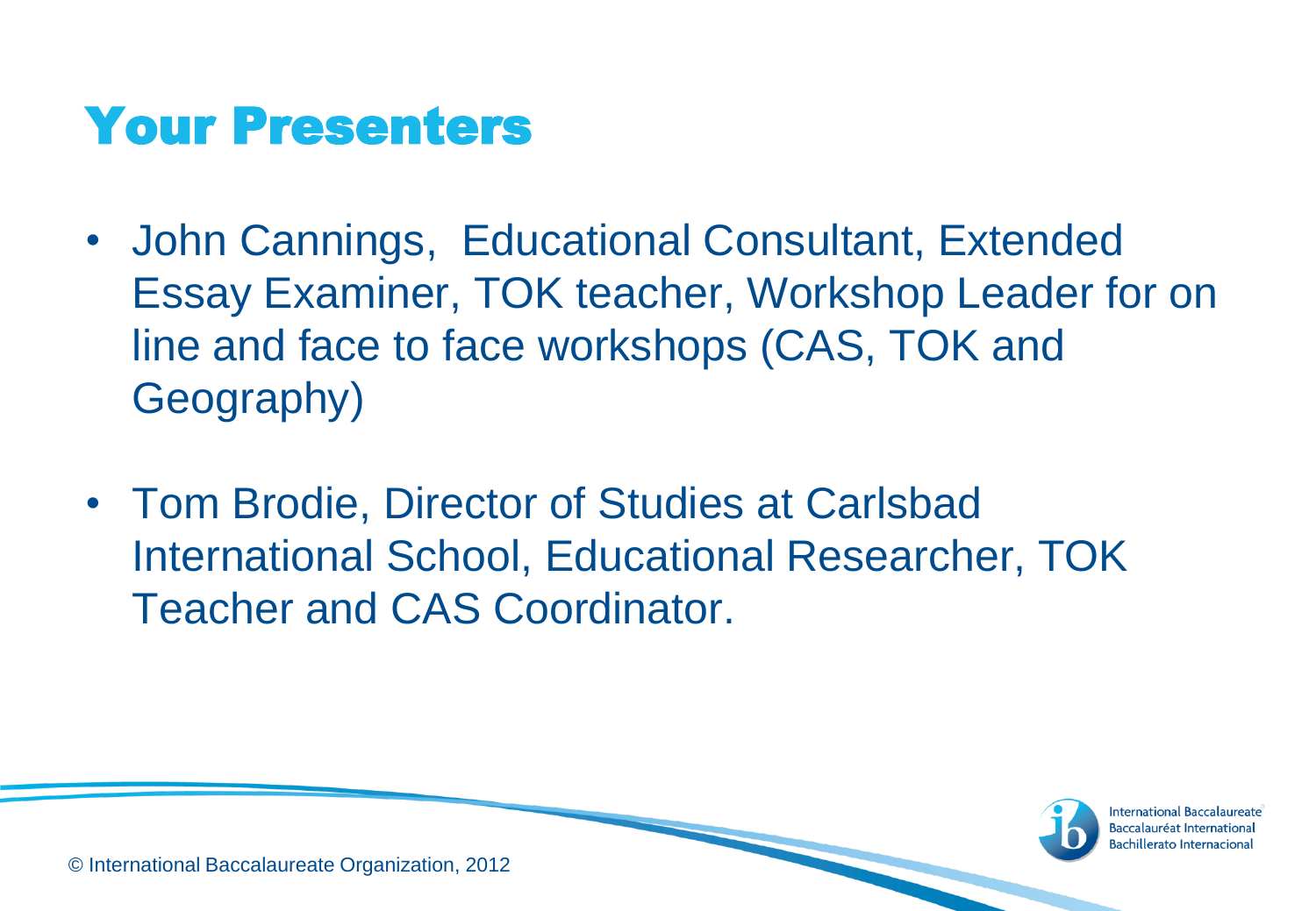# Your Presenters

- John Cannings,  Educational Consultant, Extended Essay Examiner, TOK teacher, Workshop Leader for on line and face to face workshops (CAS, TOK and Geography)
- Tom Brodie, Director of Studies at Carlsbad International School, Educational Researcher, TOK Teacher and CAS Coordinator.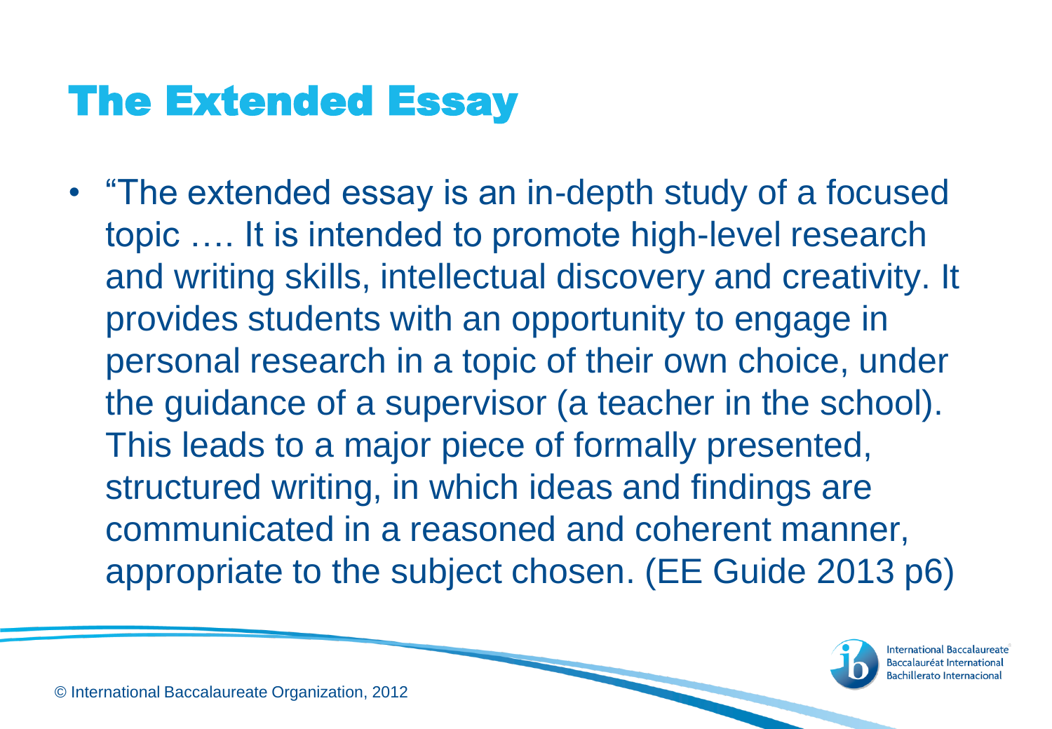# The Extended Essay

- "The extended essay is an in-depth study of a focused topic …. It is intended to promote high-level research and writing skills, intellectual discovery and creativity. It provides students with an opportunity to engage in personal research in a topic of their own choice, under the guidance of a supervisor (a teacher in the school). This leads to a major piece of formally presented, structured writing, in which ideas and findings are communicated in a reasoned and coherent manner, appropriate to the subject chosen. (EE Guide 2013 p6)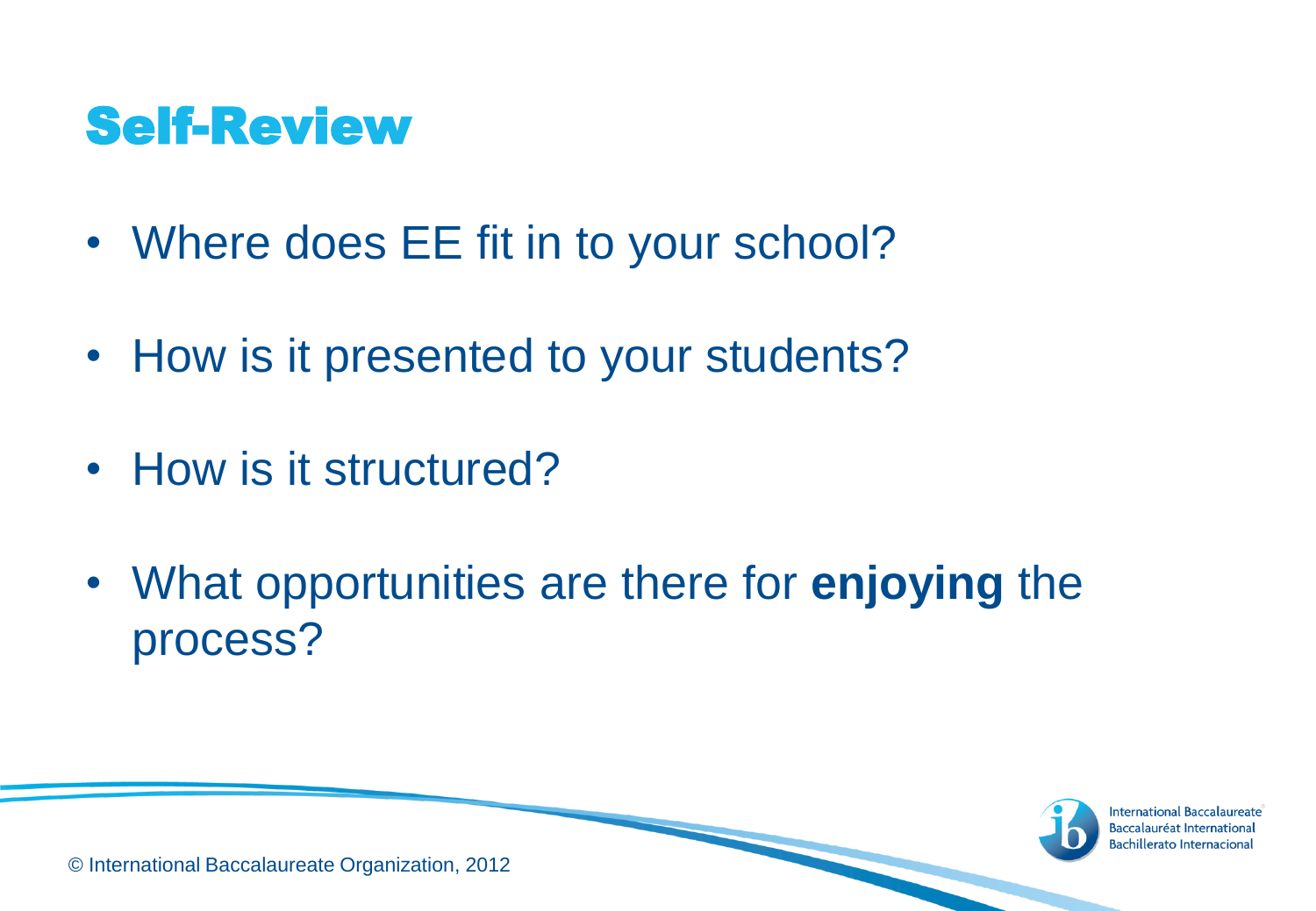# Self-Review

- Where does EE fit in to your school?
- How is it presented to your students?
- How is it structured?
- What opportunities are there for **enjoying** the process?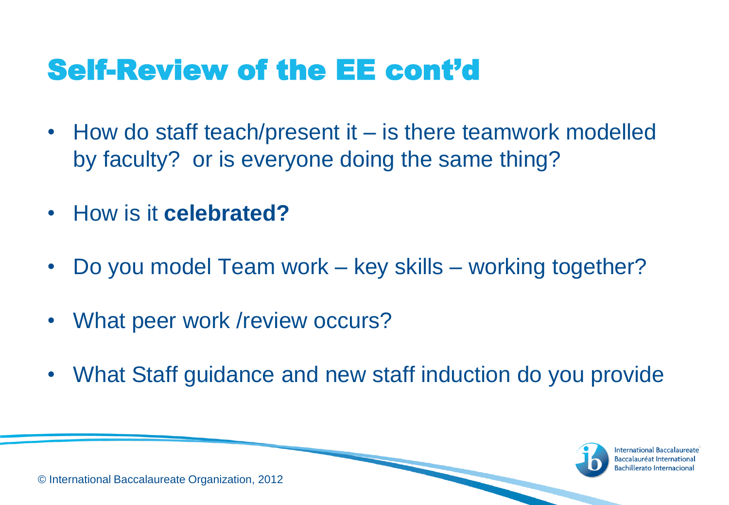# Self-Review of the EE cont'd

- How do staff teach/present it – is there teamwork modelled by faculty?  or is everyone doing the same thing?
- How is it **celebrated?**
- Do you model Team work – key skills – working together?
- What peer work /review occurs?
- What Staff guidance and new staff induction do you provide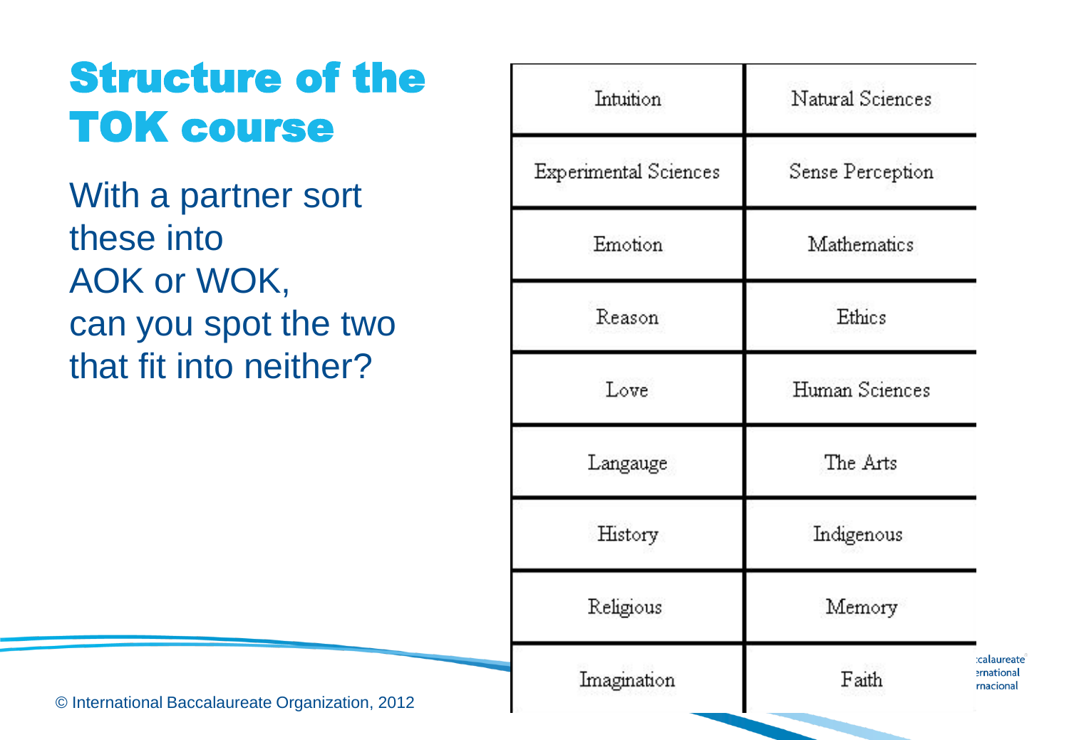# Structure of the TOK course

With a partner sort these into AOK or WOK, can you spot the two that fit into neither?

| | |
|---|---|
| Intuition | Natural Sciences |
| Experimental Sciences | Sense Perception |
| Emotion | Mathematics |
| Reason | Ethics |
| Love | Human Sciences |
| Langauge | The Arts |
| History | Indigenous |
| Religious | Memory |
| Imagination | Faith |

© International Baccalaureate Organization, 2012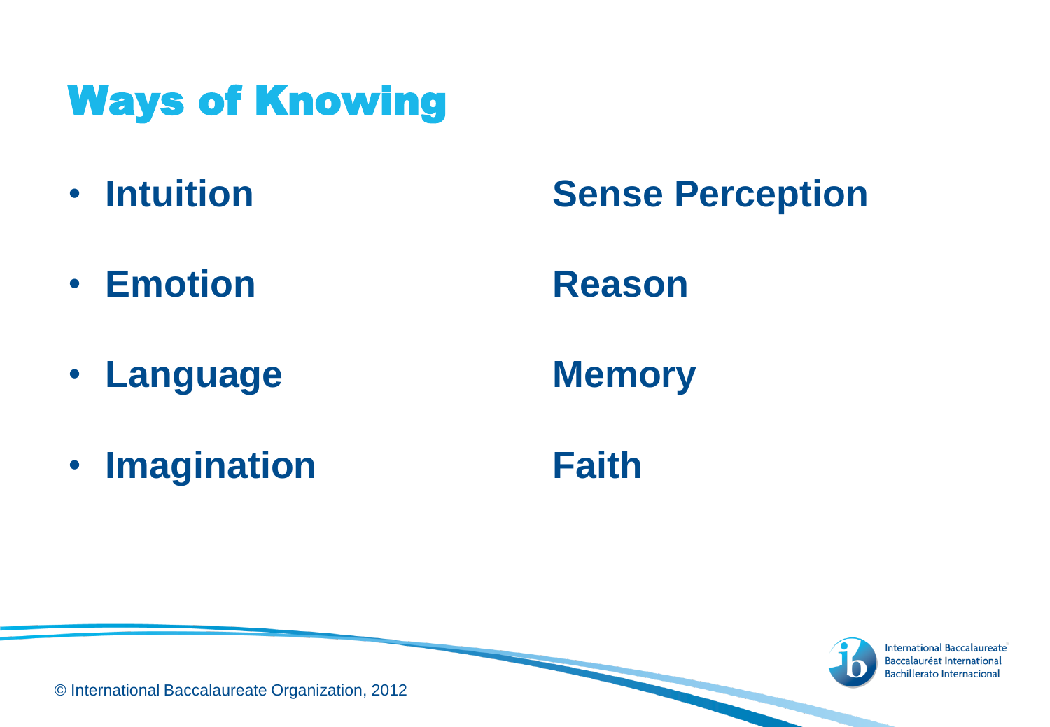# Ways of Knowing

- **Intuition**
- **Emotion**
- **Language**
- **Imagination**

**Sense Perception**

**Reason**

**Memory**

**Faith**

© International Baccalaureate Organization, 2012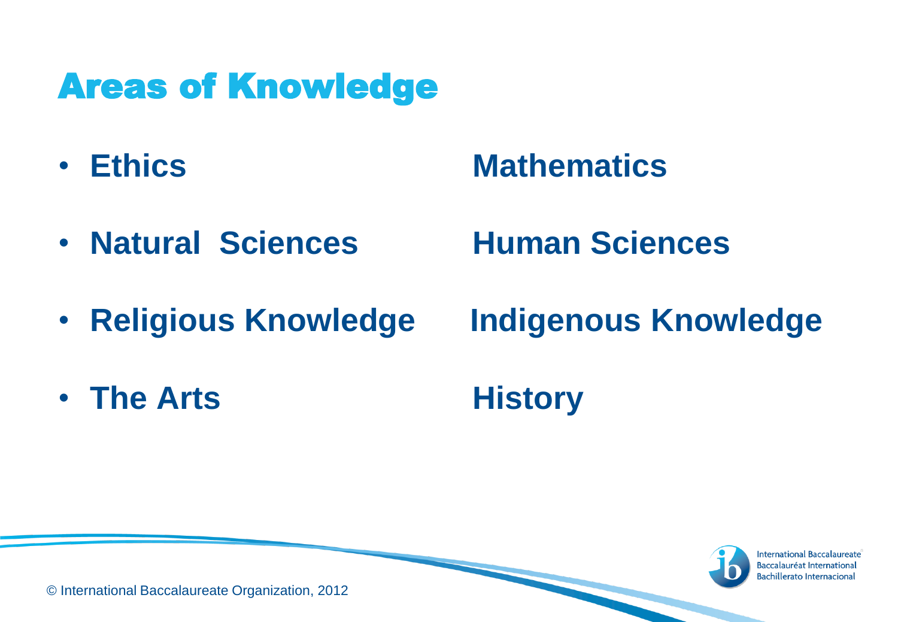# Areas of Knowledge

- **Ethics**
- **Natural Sciences**
- **Religious Knowledge**
- **The Arts**

**Mathematics**

**Human Sciences**

**Indigenous Knowledge**

**History**

© International Baccalaureate Organization, 2012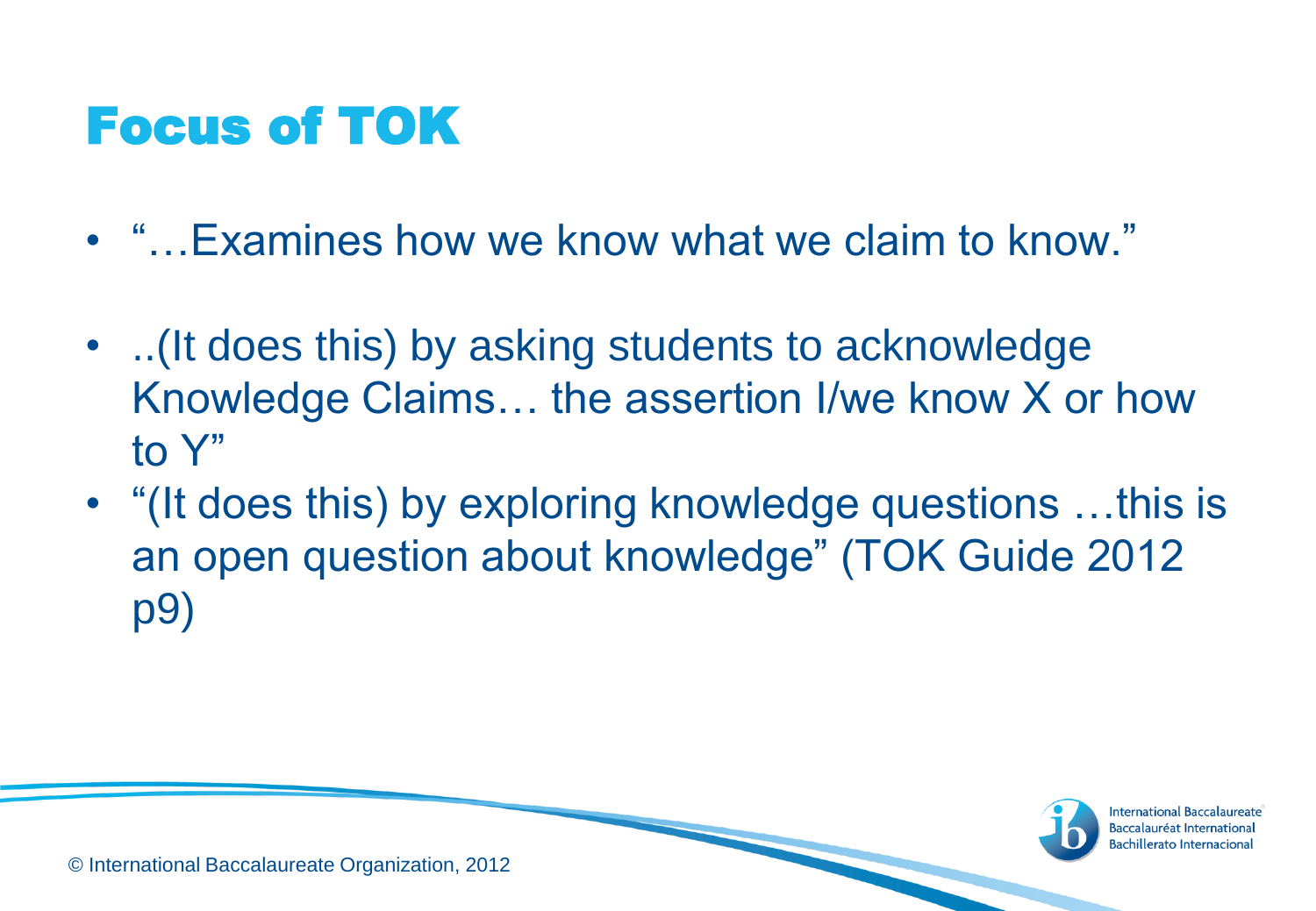# Focus of TOK

- "…Examines how we know what we claim to know."
- ..(It does this) by asking students to acknowledge Knowledge Claims… the assertion I/we know X or how to Y"
- "(It does this) by exploring knowledge questions …this is an open question about knowledge" (TOK Guide 2012 p9)

© International Baccalaureate Organization, 2012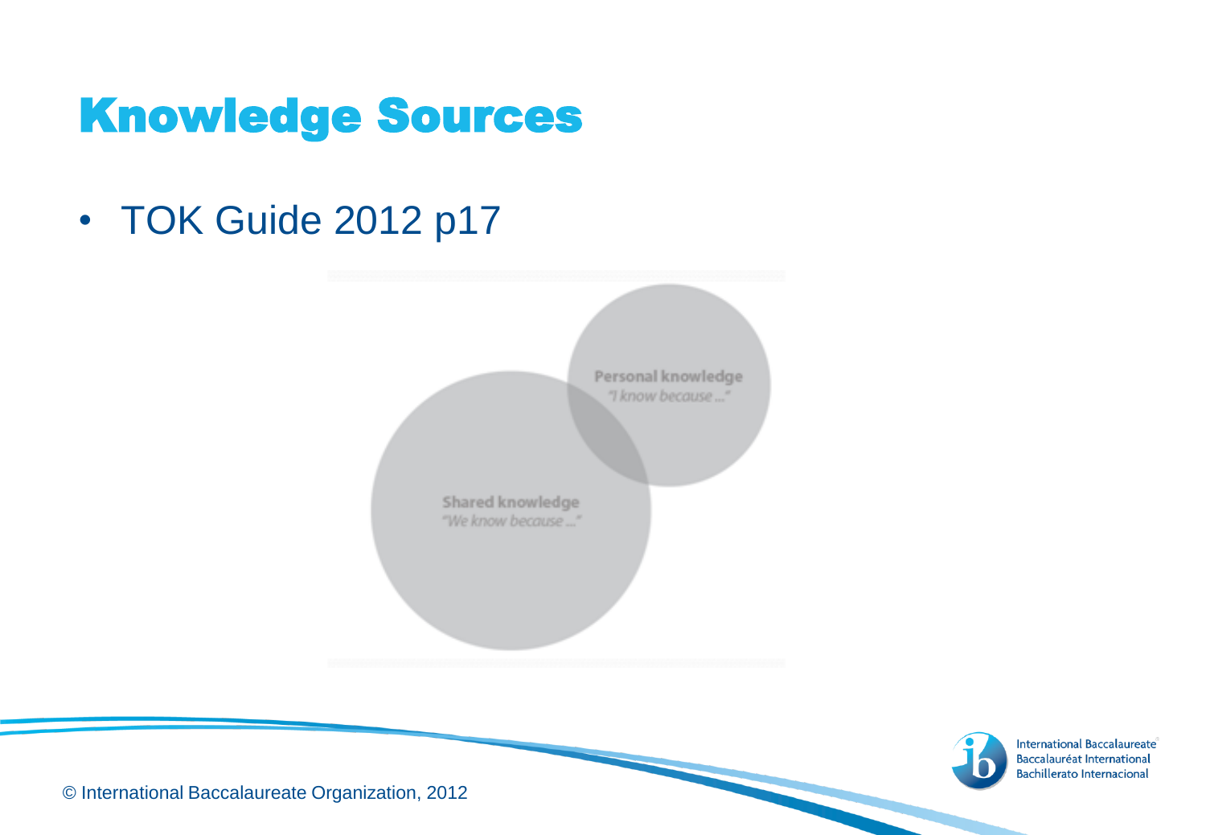# Knowledge Sources

- TOK Guide 2012 p17

Personal knowledge
*"I know because ..."*

Shared knowledge
*"We know because ..."*

© International Baccalaureate Organization, 2012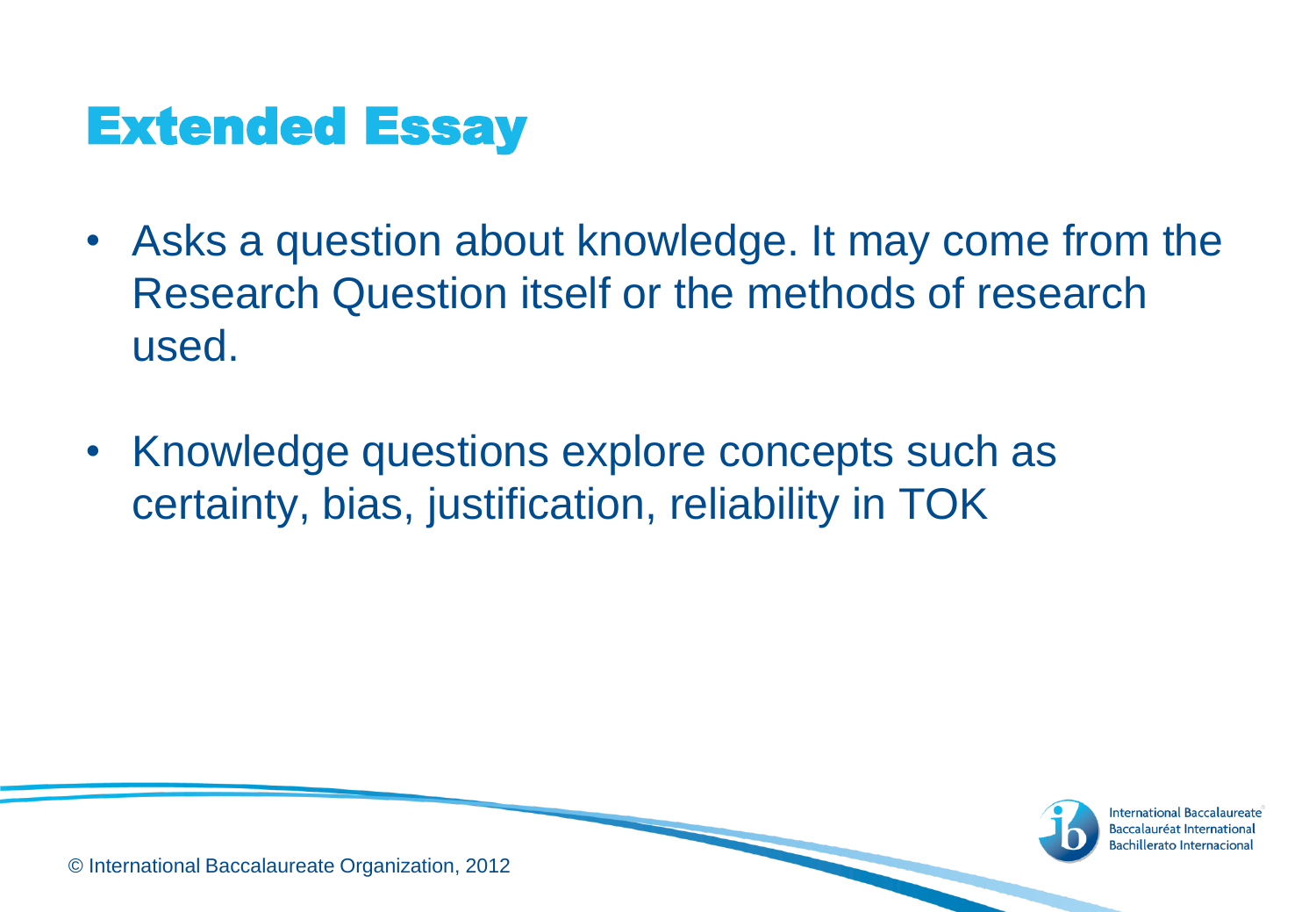# Extended Essay

- Asks a question about knowledge. It may come from the Research Question itself or the methods of research used.

- Knowledge questions explore concepts such as certainty, bias, justification, reliability in TOK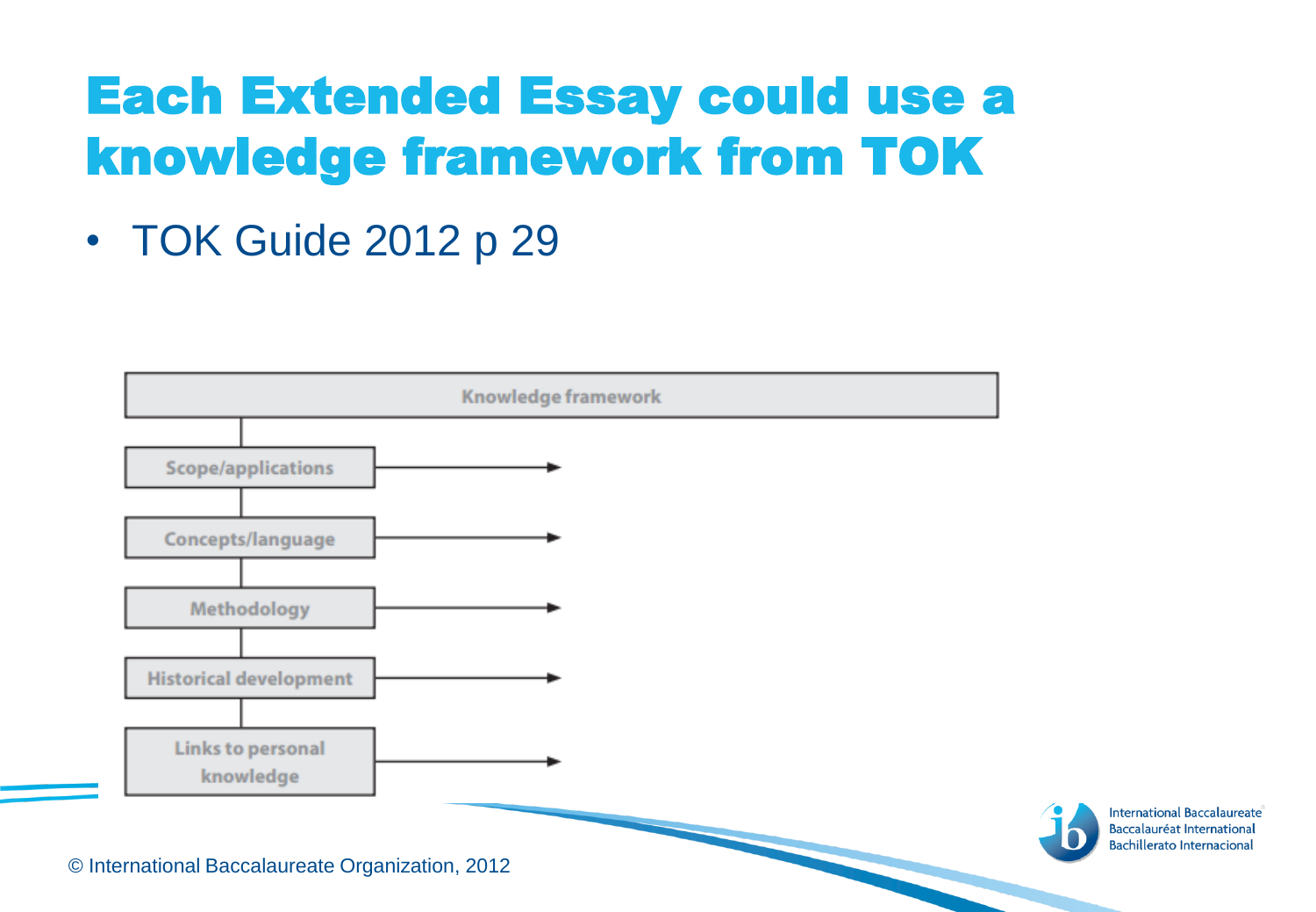# Each Extended Essay could use a knowledge framework from TOK

- TOK Guide 2012 p 29

Knowledge framework

- Scope/applications →
- Concepts/language →
- Methodology →
- Historical development →
- Links to personal knowledge →

© International Baccalaureate Organization, 2012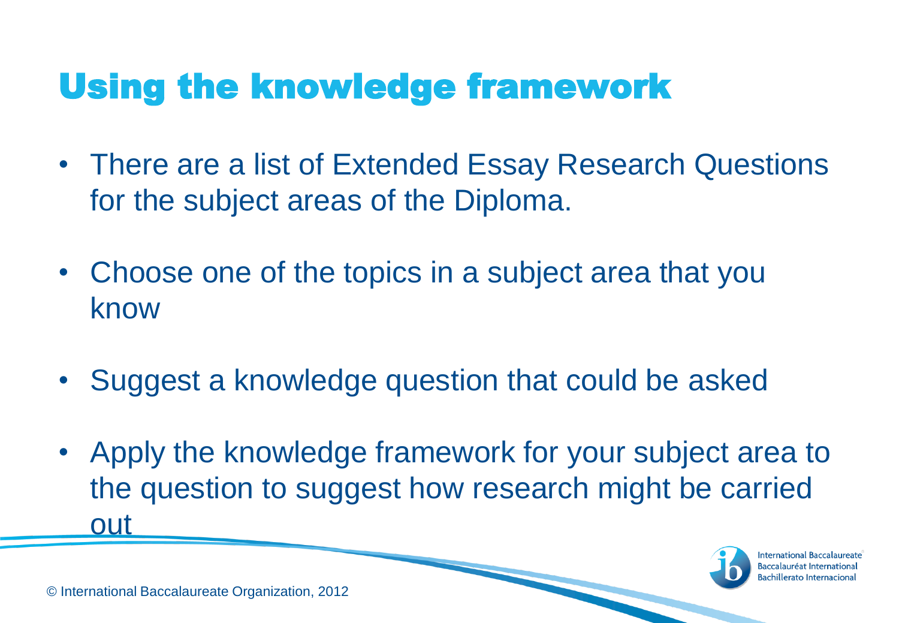# Using the knowledge framework

- There are a list of Extended Essay Research Questions for the subject areas of the Diploma.
- Choose one of the topics in a subject area that you know
- Suggest a knowledge question that could be asked
- Apply the knowledge framework for your subject area to the question to suggest how research might be carried out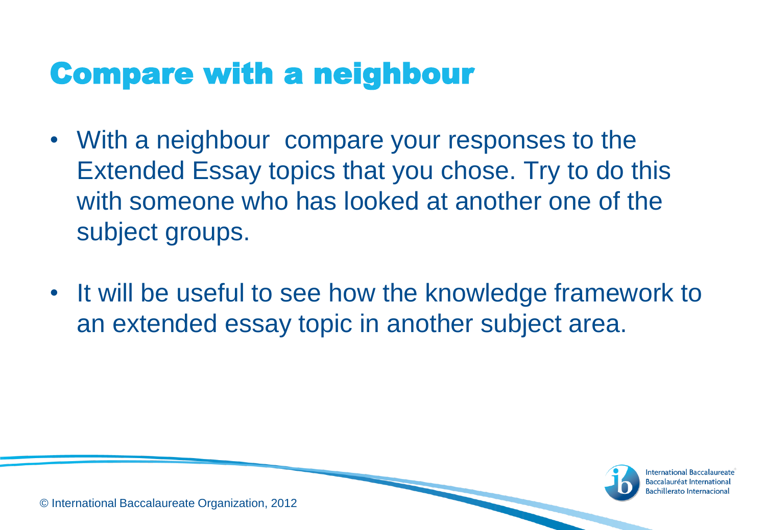# Compare with a neighbour

- With a neighbour  compare your responses to the Extended Essay topics that you chose. Try to do this with someone who has looked at another one of the subject groups.
- It will be useful to see how the knowledge framework to an extended essay topic in another subject area.

© International Baccalaureate Organization, 2012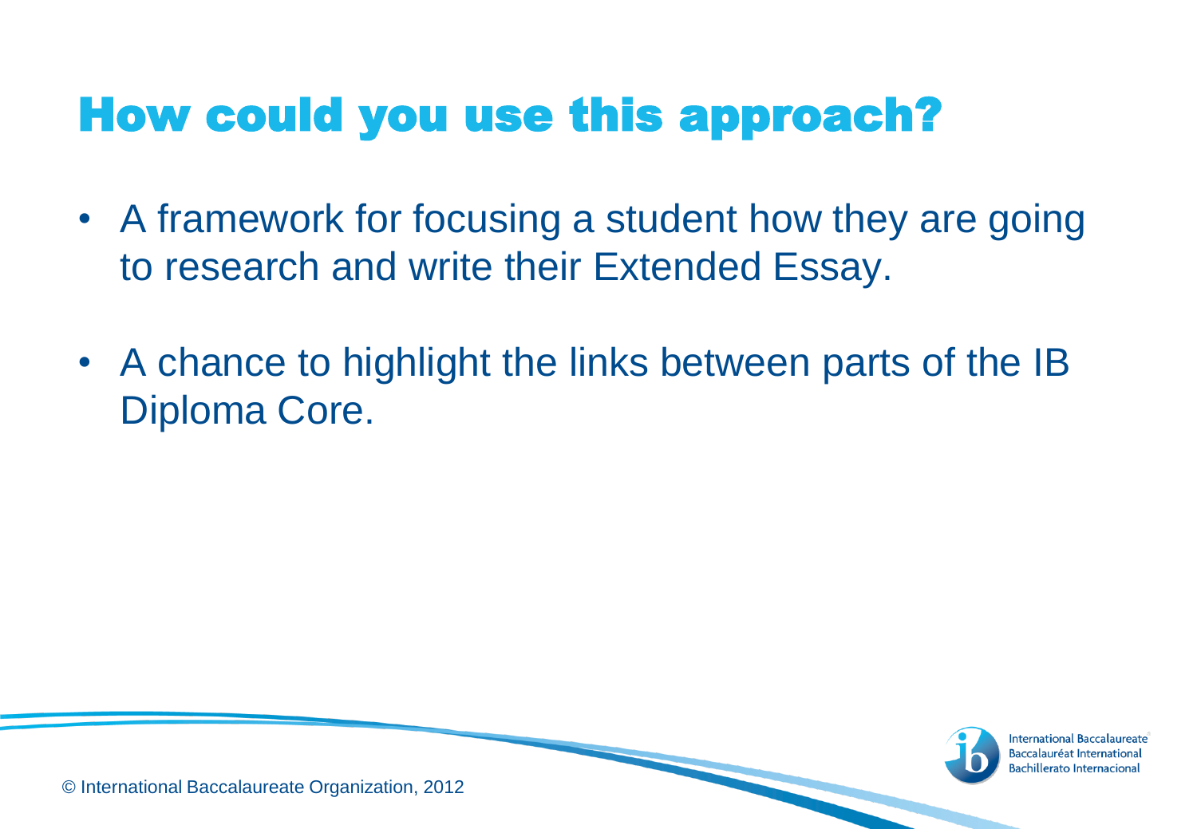# How could you use this approach?

- A framework for focusing a student how they are going to research and write their Extended Essay.
- A chance to highlight the links between parts of the IB Diploma Core.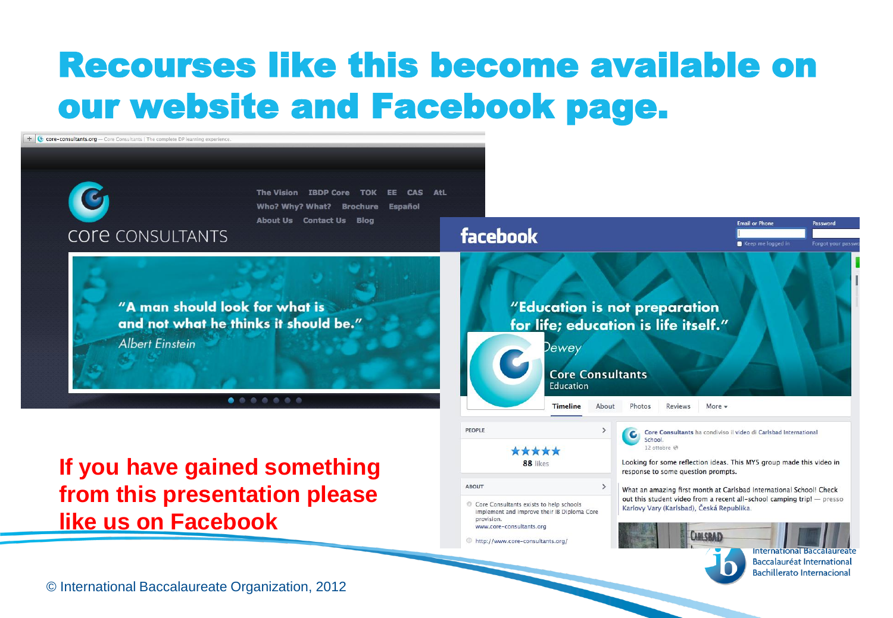# Recourses like this become available on our website and Facebook page.

core-consultants.org — Core Consultants | The complete DP learning experience.

core CONSULTANTS

The Vision IBDP Core TOK EE CAS AtL
Who? Why? What? Brochure Español
About Us Contact Us Blog

"A man should look for what is and not what he thinks it should be."
*Albert Einstein*

facebook

Email or Phone | Password
Keep me logged in | Forgot your password?

"Education is not preparation for life; education is life itself."
*Dewey*

Core Consultants
Education

Timeline | About | Photos | Reviews | More

PEOPLE

★★★★★
88 likes

ABOUT

Core Consultants exists to help schools implement and improve their IB Diploma Core provision.
www.core-consultants.org

http://www.core-consultants.org/

Core Consultants ha condiviso il video di Carlsbad International School.
12 ottobre

Looking for some reflection ideas. This MYS group made this video in response to some question prompts.

What an amazing first month at Carlsbad International School! Check out this student video from a recent all-school camping trip! — presso Karlovy Vary (Karlsbad), Česká Republika.

**If you have gained something from this presentation please like us on Facebook**

International Baccalaureate
Baccalauréat International
Bachillerato Internacional

© International Baccalaureate Organization, 2012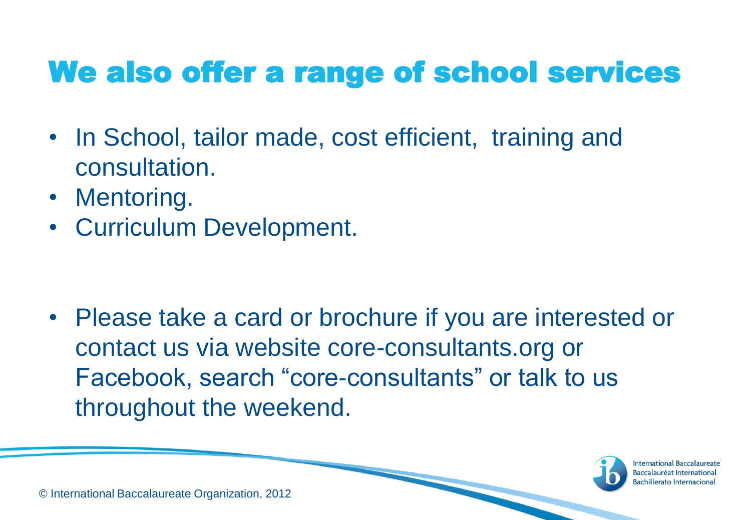# We also offer a range of school services

- In School, tailor made, cost efficient,  training and consultation.
- Mentoring.
- Curriculum Development.

- Please take a card or brochure if you are interested or contact us via website core-consultants.org or Facebook, search “core-consultants” or talk to us throughout the weekend.